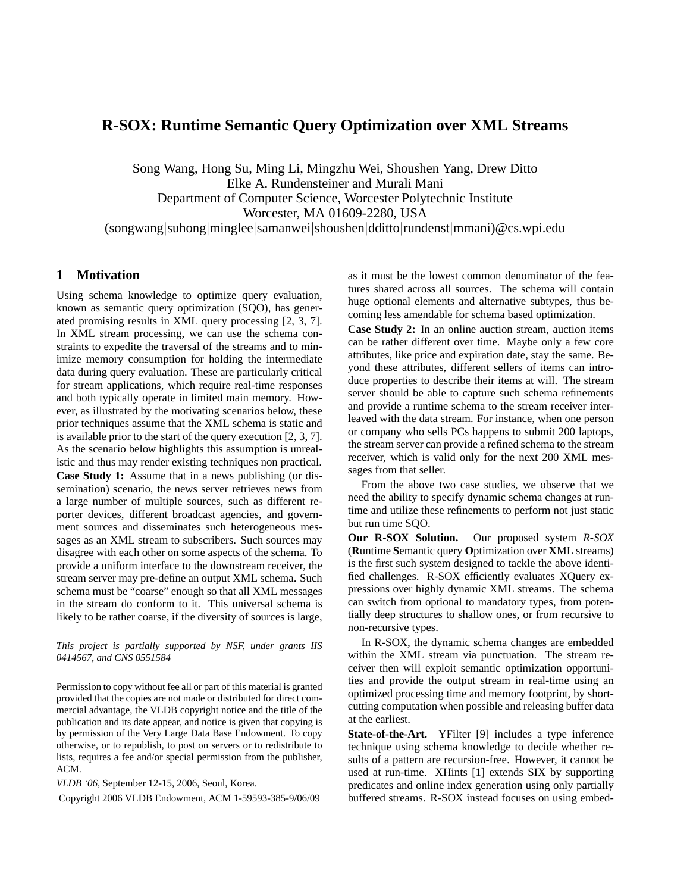# R-SOX: Runtime Semantic Query Optimization over XML Streams

Song Wang, Hong Su, Ming Li, Mingzhu Wei, Shoushen Yang, Drew Ditto
Elke A. Rundensteiner and Murali Mani
Department of Computer Science, Worcester Polytechnic Institute
Worcester, MA 01609-2280, USA
(songwang|suhong|minglee|samanwei|shoushen|dditto|rundenst|mmani)@cs.wpi.edu

## 1 Motivation

Using schema knowledge to optimize query evaluation, known as semantic query optimization (SQO), has generated promising results in XML query processing [2, 3, 7]. In XML stream processing, we can use the schema constraints to expedite the traversal of the streams and to minimize memory consumption for holding the intermediate data during query evaluation. These are particularly critical for stream applications, which require real-time responses and both typically operate in limited main memory. However, as illustrated by the motivating scenarios below, these prior techniques assume that the XML schema is static and is available prior to the start of the query execution [2, 3, 7]. As the scenario below highlights this assumption is unrealistic and thus may render existing techniques non practical.

**Case Study 1:** Assume that in a news publishing (or dissemination) scenario, the news server retrieves news from a large number of multiple sources, such as different reporter devices, different broadcast agencies, and government sources and disseminates such heterogeneous messages as an XML stream to subscribers. Such sources may disagree with each other on some aspects of the schema. To provide a uniform interface to the downstream receiver, the stream server may pre-define an output XML schema. Such schema must be "coarse" enough so that all XML messages in the stream do conform to it. This universal schema is likely to be rather coarse, if the diversity of sources is large, as it must be the lowest common denominator of the features shared across all sources. The schema will contain huge optional elements and alternative subtypes, thus becoming less amendable for schema based optimization.

**Case Study 2:** In an online auction stream, auction items can be rather different over time. Maybe only a few core attributes, like price and expiration date, stay the same. Beyond these attributes, different sellers of items can introduce properties to describe their items at will. The stream server should be able to capture such schema refinements and provide a runtime schema to the stream receiver interleaved with the data stream. For instance, when one person or company who sells PCs happens to submit 200 laptops, the stream server can provide a refined schema to the stream receiver, which is valid only for the next 200 XML messages from that seller.

From the above two case studies, we observe that we need the ability to specify dynamic schema changes at runtime and utilize these refinements to perform not just static but run time SQO.

**Our R-SOX Solution.** Our proposed system *R-SOX* (**R**untime **S**emantic query **O**ptimization over **X**ML streams) is the first such system designed to tackle the above identified challenges. R-SOX efficiently evaluates XQuery expressions over highly dynamic XML streams. The schema can switch from optional to mandatory types, from potentially deep structures to shallow ones, or from recursive to non-recursive types.

In R-SOX, the dynamic schema changes are embedded within the XML stream via punctuation. The stream receiver then will exploit semantic optimization opportunities and provide the output stream in real-time using an optimized processing time and memory footprint, by short-cutting computation when possible and releasing buffer data at the earliest.

**State-of-the-Art.** YFilter [9] includes a type inference technique using schema knowledge to decide whether results of a pattern are recursion-free. However, it cannot be used at run-time. XHints [1] extends SIX by supporting predicates and online index generation using only partially buffered streams. R-SOX instead focuses on using embed-

---

*This project is partially supported by NSF, under grants IIS 0414567, and CNS 0551584*

Permission to copy without fee all or part of this material is granted provided that the copies are not made or distributed for direct commercial advantage, the VLDB copyright notice and the title of the publication and its date appear, and notice is given that copying is by permission of the Very Large Data Base Endowment. To copy otherwise, or to republish, to post on servers or to redistribute to lists, requires a fee and/or special permission from the publisher, ACM.

*VLDB '06*, September 12-15, 2006, Seoul, Korea.

Copyright 2006 VLDB Endowment, ACM 1-59593-385-9/06/09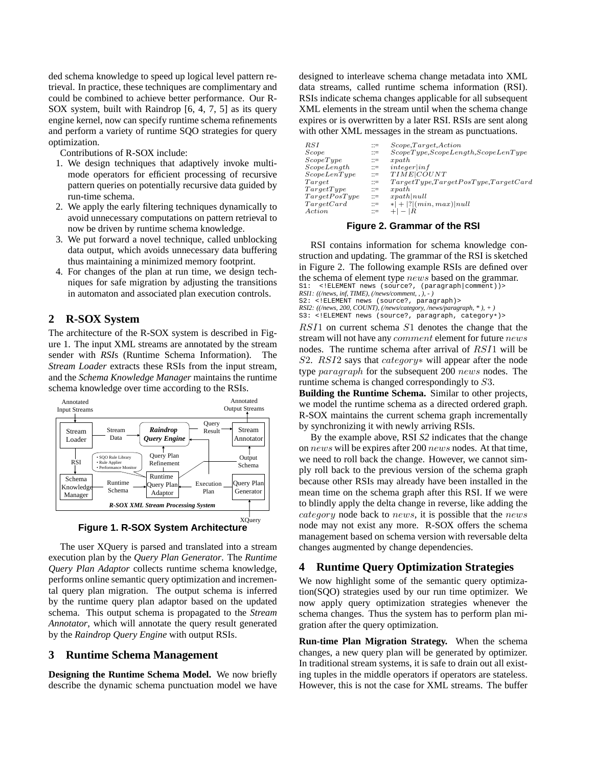ded schema knowledge to speed up logical level pattern retrieval. In practice, these techniques are complimentary and could be combined to achieve better performance. Our R-SOX system, built with Raindrop [6, 4, 7, 5] as its query engine kernel, now can specify runtime schema refinements and perform a variety of runtime SQO strategies for query optimization.

Contributions of R-SOX include:

1. We design techniques that adaptively invoke multi-mode operators for efficient processing of recursive pattern queries on potentially recursive data guided by run-time schema.
2. We apply the early filtering techniques dynamically to avoid unnecessary computations on pattern retrieval to now be driven by runtime schema knowledge.
3. We put forward a novel technique, called unblocking data output, which avoids unnecessary data buffering thus maintaining a minimized memory footprint.
4. For changes of the plan at run time, we design techniques for safe migration by adjusting the transitions in automaton and associated plan execution controls.

## 2 R-SOX System

The architecture of the R-SOX system is described in Figure 1. The input XML streams are annotated by the stream sender with *RSI*s (Runtime Schema Information). The *Stream Loader* extracts these RSIs from the input stream, and the *Schema Knowledge Manager* maintains the runtime schema knowledge over time according to the RSIs.

**Figure 1. R-SOX System Architecture**

The user XQuery is parsed and translated into a stream execution plan by the *Query Plan Generator*. The *Runtime Query Plan Adaptor* collects runtime schema knowledge, performs online semantic query optimization and incremental query plan migration. The output schema is inferred by the runtime query plan adaptor based on the updated schema. This output schema is propagated to the *Stream Annotator*, which will annotate the query result generated by the *Raindrop Query Engine* with output RSIs.

## 3 Runtime Schema Management

**Designing the Runtime Schema Model.** We now briefly describe the dynamic schema punctuation model we have designed to interleave schema change metadata into XML data streams, called runtime schema information (RSI). RSIs indicate schema changes applicable for all subsequent XML elements in the stream until when the schema change expires or is overwritten by a later RSI. RSIs are sent along with other XML messages in the stream as punctuations.

| | | |
|---|---|---|
| $RSI$ | ::= | $Scope, Target, Action$ |
| $Scope$ | ::= | $ScopeType, ScopeLength, ScopeLenType$ |
| $ScopeType$ | ::= | $xpath$ |
| $ScopeLength$ | ::= | $integer \mid inf$ |
| $ScopeLenType$ | ::= | $TIME \mid COUNT$ |
| $Target$ | ::= | $TargetType, TargetPosType, TargetCard$ |
| $TargetType$ | ::= | $xpath$ |
| $TargetPosType$ | ::= | $xpath \mid null$ |
| $TargetCard$ | ::= | $* \mid + \mid ? \mid (min, max) \mid null$ |
| $Action$ | ::= | $+ \mid - \mid R$ |

**Figure 2. Grammar of the RSI**

RSI contains information for schema knowledge construction and updating. The grammar of the RSI is sketched in Figure 2. The following example RSIs are defined over the schema of element type $news$ based on the grammar.

```
S1:  <!ELEMENT news (source?, (paragraph|comment))>
RSI1: ((/news, inf, TIME), (/news/comment, , ), - )
S2: <!ELEMENT news (source?, paragraph)>
RSI2: ((/news, 200, COUNT), (/news/category, /news/paragraph, * ), + )
S3: <!ELEMENT news (source?, paragraph, category*)>
```

$RSI1$ on current schema $S1$ denotes the change that the stream will not have any $comment$ element for future $news$ nodes. The runtime schema after arrival of $RSI1$ will be $S2$. $RSI2$ says that $category*$ will appear after the node type $paragraph$ for the subsequent 200 $news$ nodes. The runtime schema is changed correspondingly to $S3$.

**Building the Runtime Schema.** Similar to other projects, we model the runtime schema as a directed ordered graph. R-SOX maintains the current schema graph incrementally by synchronizing it with newly arriving RSIs.

By the example above, RSI *S2* indicates that the change on $news$ will be expires after 200 $news$ nodes. At that time, we need to roll back the change. However, we cannot simply roll back to the previous version of the schema graph because other RSIs may already have been installed in the mean time on the schema graph after this RSI. If we were to blindly apply the delta change in reverse, like adding the $category$ node back to $news$, it is possible that the $news$ node may not exist any more. R-SOX offers the schema management based on schema version with reversable delta changes augmented by change dependencies.

## 4 Runtime Query Optimization Strategies

We now highlight some of the semantic query optimization(SQO) strategies used by our run time optimizer. We now apply query optimization strategies whenever the schema changes. Thus the system has to perform plan migration after the query optimization.

**Run-time Plan Migration Strategy.** When the schema changes, a new query plan will be generated by optimizer. In traditional stream systems, it is safe to drain out all existing tuples in the middle operators if operators are stateless. However, this is not the case for XML streams. The buffer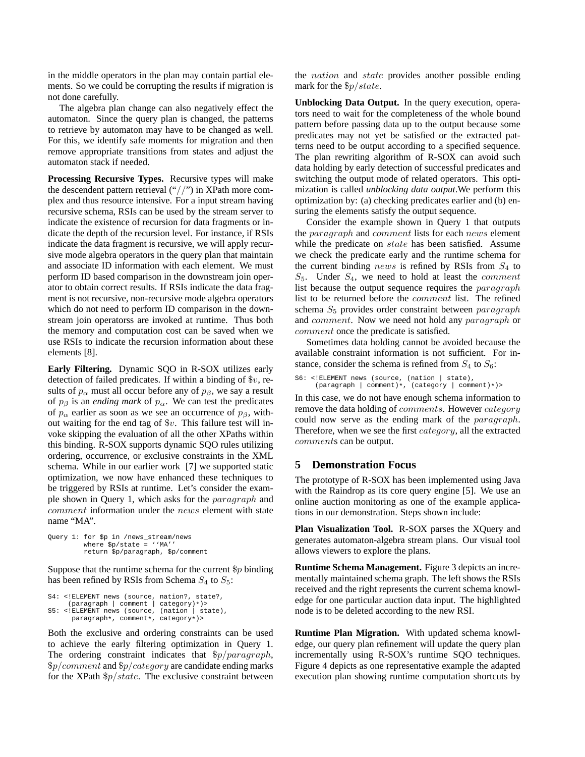in the middle operators in the plan may contain partial elements. So we could be corrupting the results if migration is not done carefully.

The algebra plan change can also negatively effect the automaton. Since the query plan is changed, the patterns to retrieve by automaton may have to be changed as well. For this, we identify safe moments for migration and then remove appropriate transitions from states and adjust the automaton stack if needed.

**Processing Recursive Types.** Recursive types will make the descendent pattern retrieval ("//") in XPath more complex and thus resource intensive. For a input stream having recursive schema, RSIs can be used by the stream server to indicate the existence of recursion for data fragments or indicate the depth of the recursion level. For instance, if RSIs indicate the data fragment is recursive, we will apply recursive mode algebra operators in the query plan that maintain and associate ID information with each element. We must perform ID based comparison in the downstream join operator to obtain correct results. If RSIs indicate the data fragment is not recursive, non-recursive mode algebra operators which do not need to perform ID comparison in the downstream join operatorss are invoked at runtime. Thus both the memory and computation cost can be saved when we use RSIs to indicate the recursion information about these elements [8].

**Early Filtering.** Dynamic SQO in R-SOX utilizes early detection of failed predicates. If within a binding of $\$v$, results of $p_\alpha$ must all occur before any of $p_\beta$, we say a result of $p_\beta$ is an *ending mark* of $p_\alpha$. We can test the predicates of $p_\alpha$ earlier as soon as we see an occurrence of $p_\beta$, without waiting for the end tag of $\$v$. This failure test will invoke skipping the evaluation of all the other XPaths within this binding. R-SOX supports dynamic SQO rules utilizing ordering, occurrence, or exclusive constraints in the XML schema. While in our earlier work [7] we supported static optimization, we now have enhanced these techniques to be triggered by RSIs at runtime. Let's consider the example shown in Query 1, which asks for the $paragraph$ and $comment$ information under the $news$ element with state name "MA".

```
Query 1: for $p in /news_stream/news
         where $p/state = ''MA''
         return $p/paragraph, $p/comment
```

Suppose that the runtime schema for the current $\$p$ binding has been refined by RSIs from Schema $S_4$ to $S_5$:

```
S4: <!ELEMENT news (source, nation?, state?,
     (paragraph | comment | category)*)>
S5: <!ELEMENT news (source, (nation | state),
      paragraph*, comment*, category*)>
```

Both the exclusive and ordering constraints can be used to achieve the early filtering optimization in Query 1. The ordering constraint indicates that $\$p/paragraph$, $\$p/comment$ and $\$p/category$ are candidate ending marks for the XPath $\$p/state$. The exclusive constraint between the $nation$ and $state$ provides another possible ending mark for the $\$p/state$.

**Unblocking Data Output.** In the query execution, operators need to wait for the completeness of the whole bound pattern before passing data up to the output because some predicates may not yet be satisfied or the extracted patterns need to be output according to a specified sequence. The plan rewriting algorithm of R-SOX can avoid such data holding by early detection of successful predicates and switching the output mode of related operators. This optimization is called *unblocking data output*.We perform this optimization by: (a) checking predicates earlier and (b) ensuring the elements satisfy the output sequence.

Consider the example shown in Query 1 that outputs the $paragraph$ and $comment$ lists for each $news$ element while the predicate on $state$ has been satisfied. Assume we check the predicate early and the runtime schema for the current binding $news$ is refined by RSIs from $S_4$ to $S_5$. Under $S_4$, we need to hold at least the $comment$ list because the output sequence requires the $paragraph$ list to be returned before the $comment$ list. The refined schema $S_5$ provides order constraint between $paragraph$ and $comment$. Now we need not hold any $paragraph$ or $comment$ once the predicate is satisfied.

Sometimes data holding cannot be avoided because the available constraint information is not sufficient. For instance, consider the schema is refined from $S_4$ to $S_6$:

```
S6: <!ELEMENT news (source, (nation | state),
     (paragraph | comment)*, (category | comment)*)>
```

In this case, we do not have enough schema information to remove the data holding of $comments$. However $category$ could now serve as the ending mark of the $paragraph$. Therefore, when we see the first $category$, all the extracted $comment$s can be output.

## 5 Demonstration Focus

The prototype of R-SOX has been implemented using Java with the Raindrop as its core query engine [5]. We use an online auction monitoring as one of the example applications in our demonstration. Steps shown include:

**Plan Visualization Tool.** R-SOX parses the XQuery and generates automaton-algebra stream plans. Our visual tool allows viewers to explore the plans.

**Runtime Schema Management.** Figure 3 depicts an incrementally maintained schema graph. The left shows the RSIs received and the right represents the current schema knowledge for one particular auction data input. The highlighted node is to be deleted according to the new RSI.

**Runtime Plan Migration.** With updated schema knowledge, our query plan refinement will update the query plan incrementally using R-SOX's runtime SQO techniques. Figure 4 depicts as one representative example the adapted execution plan showing runtime computation shortcuts by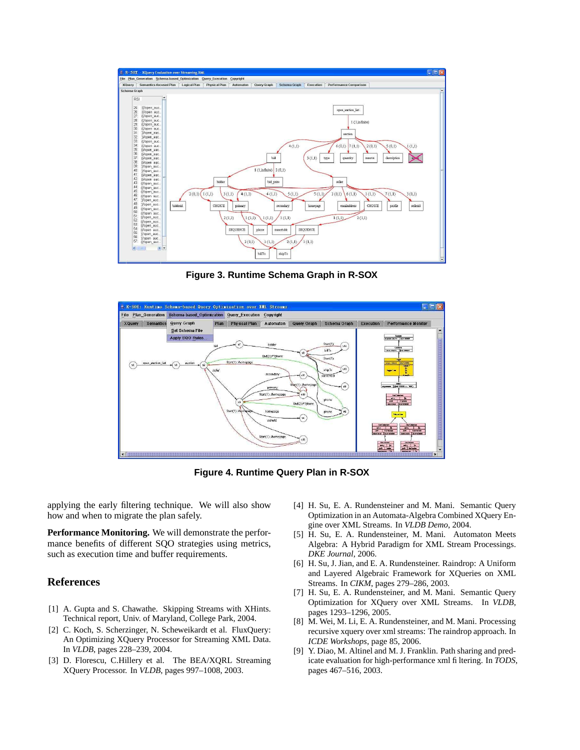Figure 3. Runtime Schema Graph in R-SOX

Figure 4. Runtime Query Plan in R-SOX

applying the early filtering technique. We will also show how and when to migrate the plan safely.

**Performance Monitoring.** We will demonstrate the performance benefits of different SQO strategies using metrics, such as execution time and buffer requirements.

## References

[1] A. Gupta and S. Chawathe. Skipping Streams with XHints. Technical report, Univ. of Maryland, College Park, 2004.

[2] C. Koch, S. Scherzinger, N. Scheweikardt et al. FluxQuery: An Optimizing XQuery Processor for Streaming XML Data. In *VLDB*, pages 228–239, 2004.

[3] D. Florescu, C.Hillery et al. The BEA/XQRL Streaming XQuery Processor. In *VLDB*, pages 997–1008, 2003.

[4] H. Su, E. A. Rundensteiner and M. Mani. Semantic Query Optimization in an Automata-Algebra Combined XQuery Engine over XML Streams. In *VLDB Demo*, 2004.

[5] H. Su, E. A. Rundensteiner, M. Mani. Automaton Meets Algebra: A Hybrid Paradigm for XML Stream Processings. *DKE Journal*, 2006.

[6] H. Su, J. Jian, and E. A. Rundensteiner. Raindrop: A Uniform and Layered Algebraic Framework for XQueries on XML Streams. In *CIKM*, pages 279–286, 2003.

[7] H. Su, E. A. Rundensteiner, and M. Mani. Semantic Query Optimization for XQuery over XML Streams. In *VLDB*, pages 1293–1296, 2005.

[8] M. Wei, M. Li, E. A. Rundensteiner, and M. Mani. Processing recursive xquery over xml streams: The raindrop approach. In *ICDE Workshops*, page 85, 2006.

[9] Y. Diao, M. Altinel and M. J. Franklin. Path sharing and predicate evaluation for high-performance xml filtering. In *TODS*, pages 467–516, 2003.